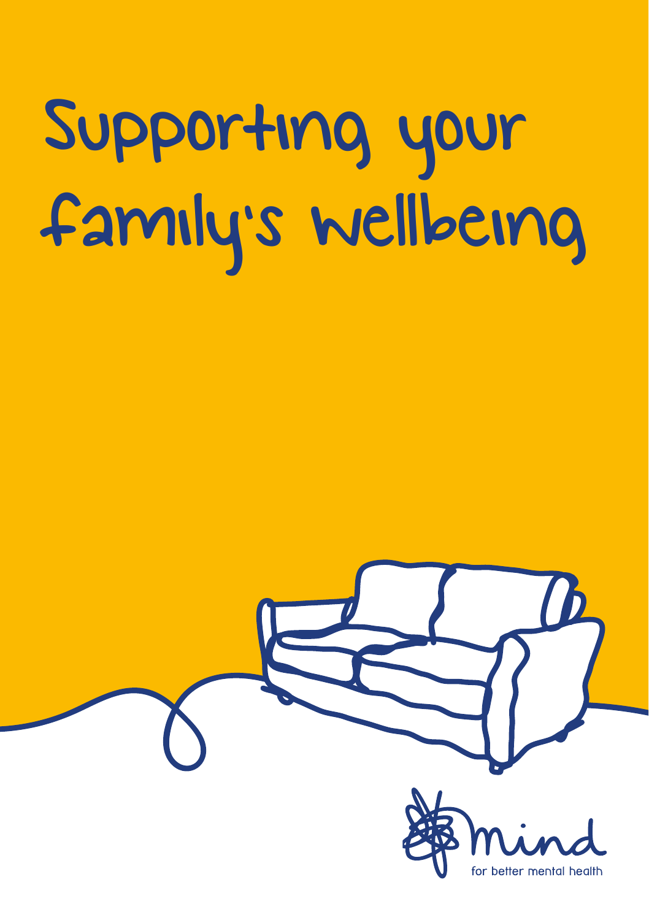# Supporting your family's wellbeing

mind

for better mental health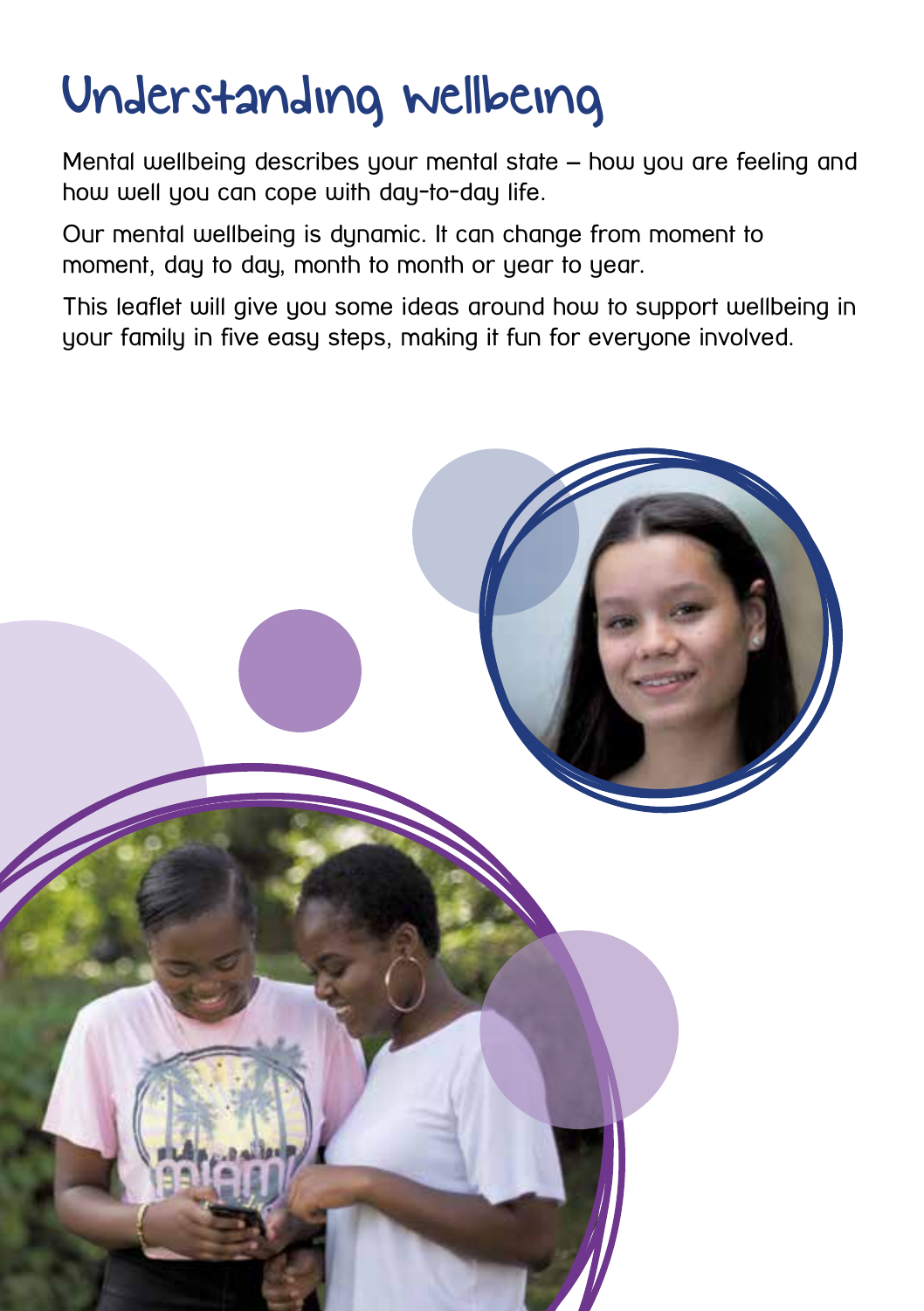# Understanding wellbeing

Mental wellbeing describes your mental state – how you are feeling and how well you can cope with day-to-day life.

Our mental wellbeing is dynamic. It can change from moment to moment, day to day, month to month or year to year.

This leaflet will give you some ideas around how to support wellbeing in your family in five easy steps, making it fun for everyone involved.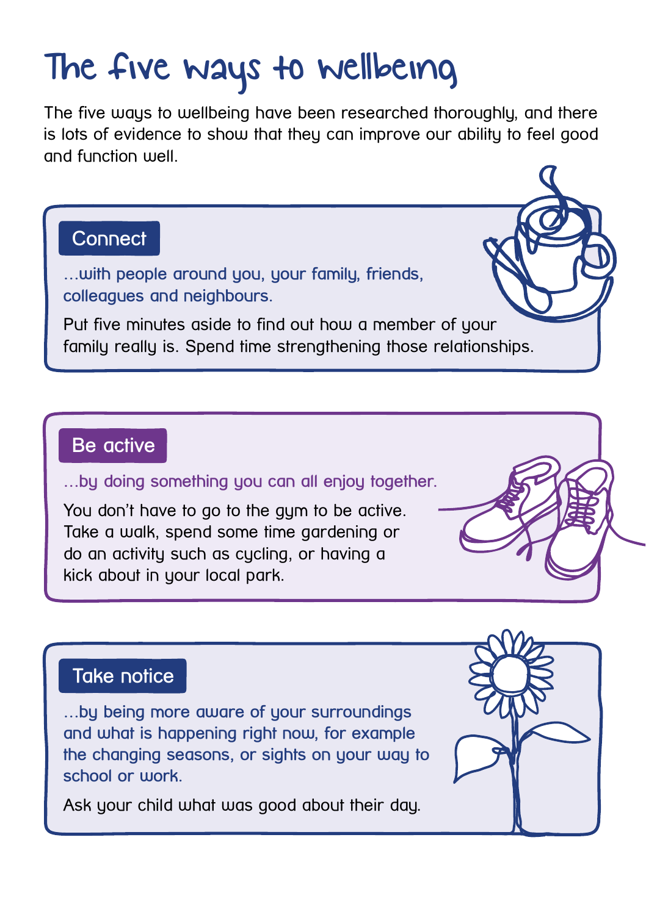# The five ways to wellbeing

The five ways to wellbeing have been researched thoroughly, and there is lots of evidence to show that they can improve our ability to feel good and function well.

## Connect

*...with people around you, your family, friends, colleagues and neighbours.*

Put five minutes aside to find out how a member of your family really is. Spend time strengthening those relationships.

## Be active

*...by doing something you can all enjoy together.*

You don't have to go to the gym to be active. Take a walk, spend some time gardening or do an activity such as cycling, or having a kick about in your local park.

## Take notice

*...by being more aware of your surroundings and what is happening right now, for example the changing seasons, or sights on your way to school or work.*

Ask your child what was good about their day.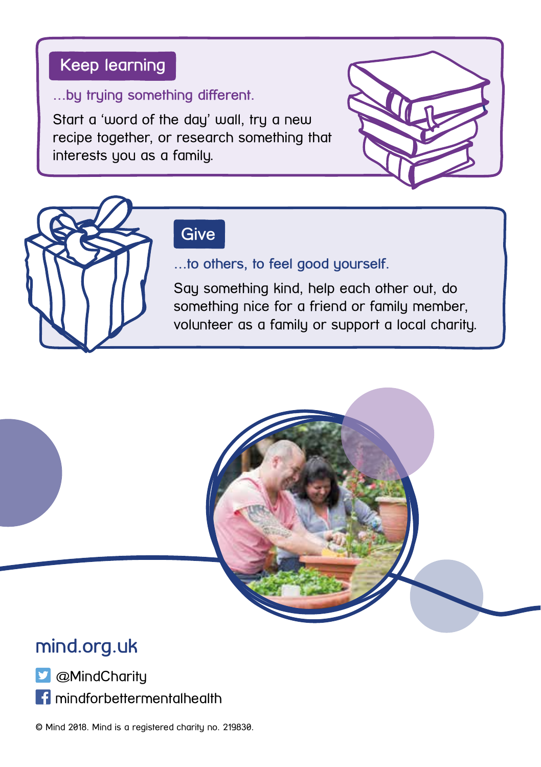## Keep learning

*...by trying something different.*

Start a 'word of the day' wall, try a new recipe together, or research something that interests you as a family.

## Give

*...to others, to feel good yourself.*

Say something kind, help each other out, do something nice for a friend or family member, volunteer as a family or support a local charity.

**mind.org.uk**

@MindCharity

mindforbettermentalhealth

© Mind 2018. Mind is a registered charity no. 219830.